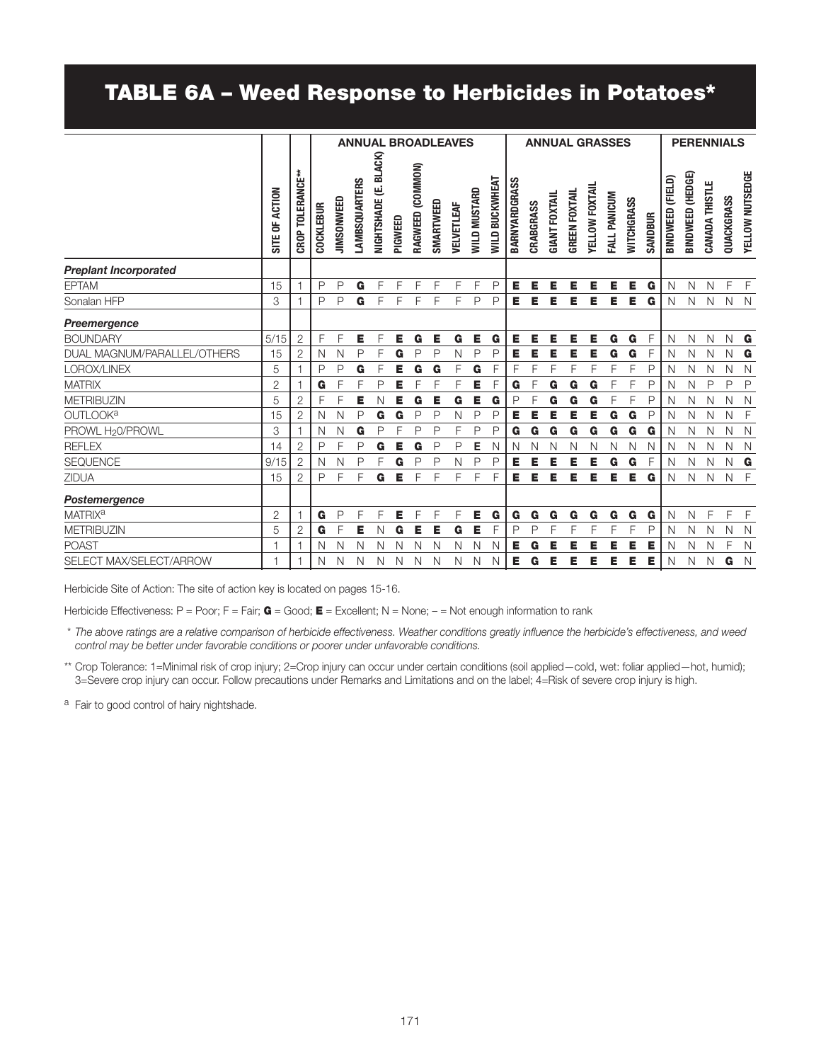# TABLE 6A – Weed Response to Herbicides in Potatoes*

| | | | ANNUAL BROADLEAVES | | | | | | | | | | | ANNUAL GRASSES | | | | | | | | PERENNIALS | | | | |
|---|---|---|---|---|---|---|---|---|---|---|---|---|---|---|---|---|---|---|---|---|---|---|---|---|---|---|
| | SITE OF ACTION | CROP TOLERANCE** | COCKLEBUR | JIMSONWEED | LAMBSQUARTERS | NIGHTSHADE (E. BLACK) | PIGWEED | RAGWEED (COMMON) | SMARTWEED | VELVETLEAF | WILD MUSTARD | WILD BUCKWHEAT | BARNYARDGRASS | CRABGRASS | GIANT FOXTAIL | GREEN FOXTAIL | YELLOW FOXTAIL | FALL PANICUM | WITCHGRASS | SANDBUR | BINDWEED (FIELD) | BINDWEED (HEDGE) | CANADA THISTLE | QUACKGRASS | YELLOW NUTSEDGE |
| ***Preplant Incorporated*** | | | | | | | | | | | | | | | | | | | | | | | | | |
| EPTAM | 15 | 1 | P | P | **G** | F | F | F | F | F | F | P | **E** | **E** | **E** | **E** | **E** | **E** | **E** | **G** | N | N | N | F | F |
| Sonalan HFP | 3 | 1 | P | P | **G** | F | F | F | F | F | P | P | **E** | **E** | **E** | **E** | **E** | **E** | **E** | **G** | N | N | N | N | N |
| ***Preemergence*** | | | | | | | | | | | | | | | | | | | | | | | | | |
| BOUNDARY | 5/15 | 2 | F | F | **E** | F | **E** | **G** | **E** | **G** | **E** | **G** | **E** | **E** | **E** | **E** | **E** | **G** | **G** | F | N | N | N | N | **G** |
| DUAL MAGNUM/PARALLEL/OTHERS | 15 | 2 | N | N | P | F | **G** | P | P | N | P | P | **E** | **E** | **E** | **E** | **E** | **G** | **G** | F | N | N | N | N | **G** |
| LOROX/LINEX | 5 | 1 | P | P | **G** | F | **E** | **G** | **G** | F | **G** | F | F | F | F | F | F | F | F | P | N | N | N | N | N |
| MATRIX | 2 | 1 | **G** | F | F | P | **E** | F | F | F | **E** | F | **G** | F | **G** | **G** | **G** | F | F | P | N | N | P | P | P |
| METRIBUZIN | 5 | 2 | F | F | **E** | N | **E** | **G** | **E** | **G** | **E** | **G** | P | F | **G** | **G** | **G** | F | F | P | N | N | N | N | N |
| OUTLOOK[a] | 15 | 2 | N | N | P | **G** | **G** | P | P | N | P | P | **E** | **E** | **E** | **E** | **E** | **G** | **G** | P | N | N | N | N | F |
| PROWL $H_2O$/PROWL | 3 | 1 | N | N | **G** | P | F | P | P | F | P | P | **G** | **G** | **G** | **G** | **G** | **G** | **G** | **G** | N | N | N | N | N |
| REFLEX | 14 | 2 | P | F | P | **G** | **E** | **G** | P | P | **E** | N | N | N | N | N | N | N | N | N | N | N | N | N | N |
| SEQUENCE | 9/15 | 2 | N | N | P | F | **G** | P | P | N | P | P | **E** | **E** | **E** | **E** | **E** | **G** | **G** | F | N | N | N | N | **G** |
| ZIDUA | 15 | 2 | P | F | F | **G** | **E** | F | F | F | F | F | **E** | **E** | **E** | **E** | **E** | **E** | **E** | **G** | N | N | N | N | F |
| ***Postemergence*** | | | | | | | | | | | | | | | | | | | | | | | | | |
| MATRIX[a] | 2 | 1 | **G** | P | F | F | **E** | F | F | F | **E** | **G** | **G** | **G** | **G** | **G** | **G** | **G** | **G** | **G** | N | N | F | F | F |
| METRIBUZIN | 5 | 2 | **G** | F | **E** | N | **G** | **E** | **E** | **G** | **E** | F | P | P | F | F | F | F | F | P | N | N | N | N | N |
| POAST | 1 | 1 | N | N | N | N | N | N | N | N | N | N | **E** | **G** | **E** | **E** | **E** | **E** | **E** | **E** | N | N | N | F | N |
| SELECT MAX/SELECT/ARROW | 1 | 1 | N | N | N | N | N | N | N | N | N | N | **E** | **G** | **E** | **E** | **E** | **E** | **E** | **E** | N | N | N | **G** | N |

Herbicide Site of Action: The site of action key is located on pages 15-16.

Herbicide Effectiveness: P = Poor; F = Fair; **G** = Good; **E** = Excellent; N = None; – = Not enough information to rank

\* *The above ratings are a relative comparison of herbicide effectiveness. Weather conditions greatly influence the herbicide's effectiveness, and weed control may be better under favorable conditions or poorer under unfavorable conditions.*

** Crop Tolerance: 1=Minimal risk of crop injury; 2=Crop injury can occur under certain conditions (soil applied—cold, wet: foliar applied—hot, humid); 3=Severe crop injury can occur. Follow precautions under Remarks and Limitations and on the label; 4=Risk of severe crop injury is high.

[a] Fair to good control of hairy nightshade.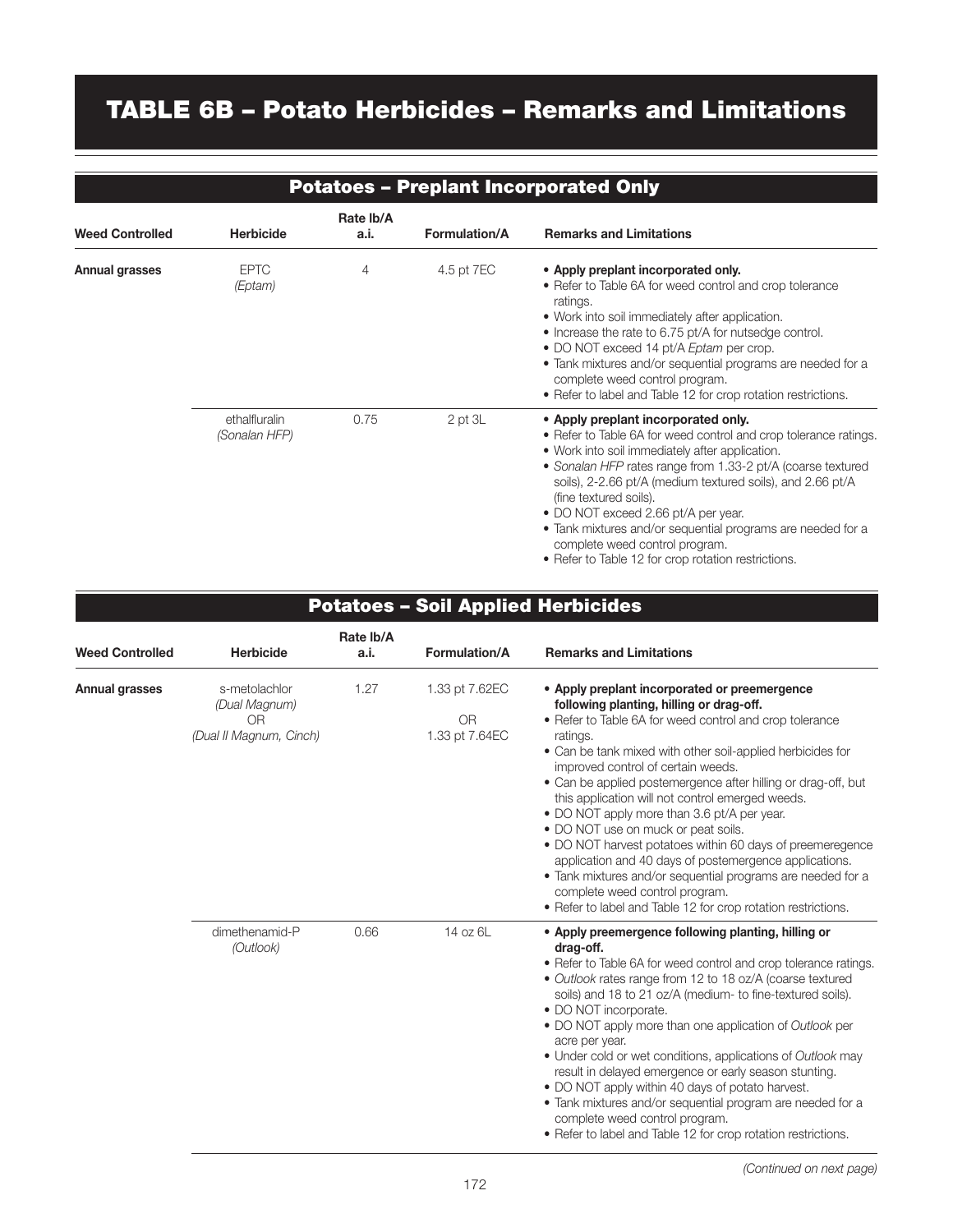# TABLE 6B – Potato Herbicides – Remarks and Limitations

## Potatoes – Preplant Incorporated Only

| Weed Controlled | Herbicide | Rate lb/A a.i. | Formulation/A | Remarks and Limitations |
|---|---|---|---|---|
| **Annual grasses** | EPTC *(Eptam)* | 4 | 4.5 pt 7EC | • **Apply preplant incorporated only.** • Refer to Table 6A for weed control and crop tolerance ratings. • Work into soil immediately after application. • Increase the rate to 6.75 pt/A for nutsedge control. • DO NOT exceed 14 pt/A *Eptam* per crop. • Tank mixtures and/or sequential programs are needed for a complete weed control program. • Refer to label and Table 12 for crop rotation restrictions. |
| | ethalfluralin *(Sonalan HFP)* | 0.75 | 2 pt 3L | • **Apply preplant incorporated only.** • Refer to Table 6A for weed control and crop tolerance ratings. • Work into soil immediately after application. • *Sonalan HFP* rates range from 1.33-2 pt/A (coarse textured soils), 2-2.66 pt/A (medium textured soils), and 2.66 pt/A (fine textured soils). • DO NOT exceed 2.66 pt/A per year. • Tank mixtures and/or sequential programs are needed for a complete weed control program. • Refer to Table 12 for crop rotation restrictions. |

## Potatoes – Soil Applied Herbicides

| Weed Controlled | Herbicide | Rate lb/A a.i. | Formulation/A | Remarks and Limitations |
|---|---|---|---|---|
| **Annual grasses** | s-metolachlor *(Dual Magnum)* OR *(Dual II Magnum, Cinch)* | 1.27 | 1.33 pt 7.62EC OR 1.33 pt 7.64EC | • **Apply preplant incorporated or preemergence following planting, hilling or drag-off.** • Refer to Table 6A for weed control and crop tolerance ratings. • Can be tank mixed with other soil-applied herbicides for improved control of certain weeds. • Can be applied postemergence after hilling or drag-off, but this application will not control emerged weeds. • DO NOT apply more than 3.6 pt/A per year. • DO NOT use on muck or peat soils. • DO NOT harvest potatoes within 60 days of preemeregence application and 40 days of postemergence applications. • Tank mixtures and/or sequential programs are needed for a complete weed control program. • Refer to label and Table 12 for crop rotation restrictions. |
| | dimethenamid-P *(Outlook)* | 0.66 | 14 oz 6L | • **Apply preemergence following planting, hilling or drag-off.** • Refer to Table 6A for weed control and crop tolerance ratings. • *Outlook* rates range from 12 to 18 oz/A (coarse textured soils) and 18 to 21 oz/A (medium- to fine-textured soils). • DO NOT incorporate. • DO NOT apply more than one application of *Outlook* per acre per year. • Under cold or wet conditions, applications of *Outlook* may result in delayed emergence or early season stunting. • DO NOT apply within 40 days of potato harvest. • Tank mixtures and/or sequential program are needed for a complete weed control program. • Refer to label and Table 12 for crop rotation restrictions. |

*(Continued on next page)*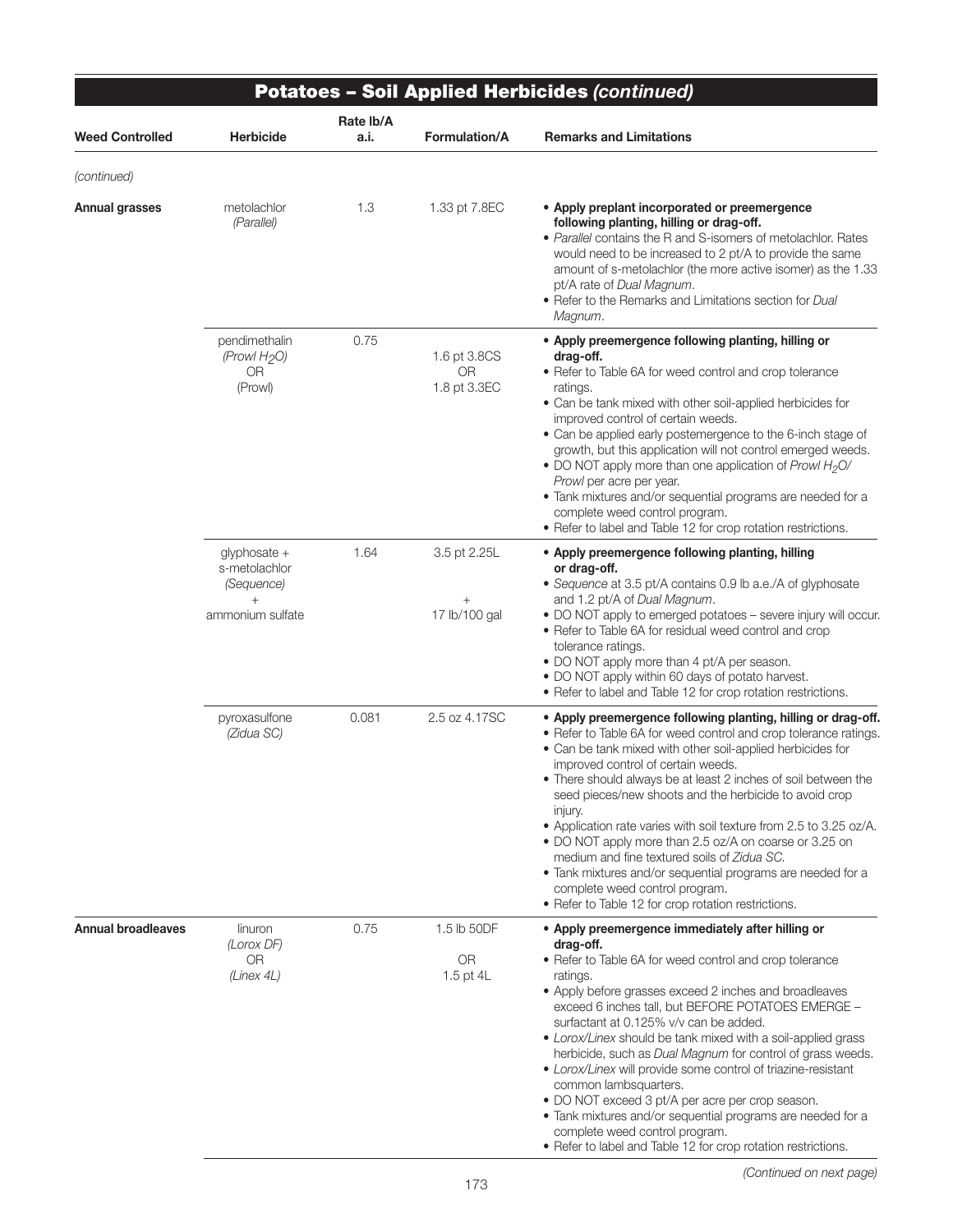## Potatoes – Soil Applied Herbicides *(continued)*

| Weed Controlled | Herbicide | Rate lb/A a.i. | Formulation/A | Remarks and Limitations |
|---|---|---|---|---|
| *(continued)* | | | | |
| **Annual grasses** | metolachlor *(Parallel)* | 1.3 | 1.33 pt 7.8EC | • **Apply preplant incorporated or preemergence following planting, hilling or drag-off.**<br>• *Parallel* contains the R and S-isomers of metolachlor. Rates would need to be increased to 2 pt/A to provide the same amount of s-metolachlor (the more active isomer) as the 1.33 pt/A rate of *Dual Magnum*.<br>• Refer to the Remarks and Limitations section for *Dual Magnum*. |
| | pendimethalin *(Prowl $H_2O$)* OR (Prowl) | 0.75 | 1.6 pt 3.8CS OR 1.8 pt 3.3EC | • **Apply preemergence following planting, hilling or drag-off.**<br>• Refer to Table 6A for weed control and crop tolerance ratings.<br>• Can be tank mixed with other soil-applied herbicides for improved control of certain weeds.<br>• Can be applied early postemergence to the 6-inch stage of growth, but this application will not control emerged weeds.<br>• DO NOT apply more than one application of *Prowl $H_2O$/ Prowl* per acre per year.<br>• Tank mixtures and/or sequential programs are needed for a complete weed control program.<br>• Refer to label and Table 12 for crop rotation restrictions. |
| | glyphosate + s-metolachlor *(Sequence)* + ammonium sulfate | 1.64 | 3.5 pt 2.25L + 17 lb/100 gal | • **Apply preemergence following planting, hilling or drag-off.**<br>• *Sequence* at 3.5 pt/A contains 0.9 lb a.e./A of glyphosate and 1.2 pt/A of *Dual Magnum*.<br>• DO NOT apply to emerged potatoes – severe injury will occur.<br>• Refer to Table 6A for residual weed control and crop tolerance ratings.<br>• DO NOT apply more than 4 pt/A per season.<br>• DO NOT apply within 60 days of potato harvest.<br>• Refer to label and Table 12 for crop rotation restrictions. |
| | pyroxasulfone *(Zidua SC)* | 0.081 | 2.5 oz 4.17SC | • **Apply preemergence following planting, hilling or drag-off.**<br>• Refer to Table 6A for weed control and crop tolerance ratings.<br>• Can be tank mixed with other soil-applied herbicides for improved control of certain weeds.<br>• There should always be at least 2 inches of soil between the seed pieces/new shoots and the herbicide to avoid crop injury.<br>• Application rate varies with soil texture from 2.5 to 3.25 oz/A.<br>• DO NOT apply more than 2.5 oz/A on coarse or 3.25 on medium and fine textured soils of *Zidua SC.*<br>• Tank mixtures and/or sequential programs are needed for a complete weed control program.<br>• Refer to Table 12 for crop rotation restrictions. |
| **Annual broadleaves** | linuron *(Lorox DF)* OR *(Linex 4L)* | 0.75 | 1.5 lb 50DF OR 1.5 pt 4L | • **Apply preemergence immediately after hilling or drag-off.**<br>• Refer to Table 6A for weed control and crop tolerance ratings.<br>• Apply before grasses exceed 2 inches and broadleaves exceed 6 inches tall, but BEFORE POTATOES EMERGE – surfactant at 0.125% v/v can be added.<br>• *Lorox/Linex* should be tank mixed with a soil-applied grass herbicide, such as *Dual Magnum* for control of grass weeds.<br>• *Lorox/Linex* will provide some control of triazine-resistant common lambsquarters.<br>• DO NOT exceed 3 pt/A per acre per crop season.<br>• Tank mixtures and/or sequential programs are needed for a complete weed control program.<br>• Refer to label and Table 12 for crop rotation restrictions. |

*(Continued on next page)*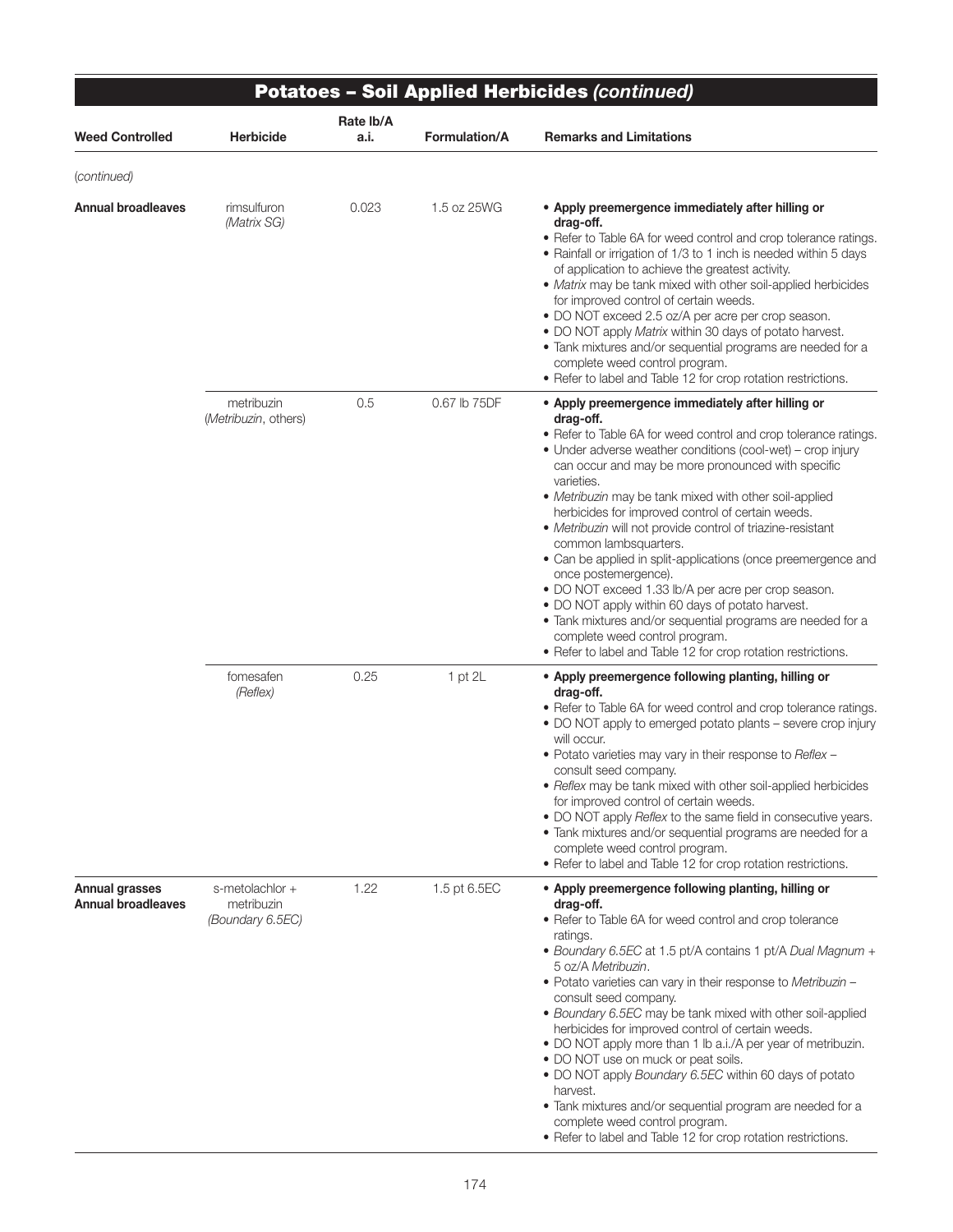## Potatoes – Soil Applied Herbicides *(continued)*

| Weed Controlled | Herbicide | Rate lb/A a.i. | Formulation/A | Remarks and Limitations |
|---|---|---|---|---|
| *(continued)* | | | | |
| **Annual broadleaves** | rimsulfuron *(Matrix SG)* | 0.023 | 1.5 oz 25WG | • **Apply preemergence immediately after hilling or drag-off.** <br>• Refer to Table 6A for weed control and crop tolerance ratings. <br>• Rainfall or irrigation of 1/3 to 1 inch is needed within 5 days of application to achieve the greatest activity. <br>• *Matrix* may be tank mixed with other soil-applied herbicides for improved control of certain weeds. <br>• DO NOT exceed 2.5 oz/A per acre per crop season. <br>• DO NOT apply *Matrix* within 30 days of potato harvest. <br>• Tank mixtures and/or sequential programs are needed for a complete weed control program. <br>• Refer to label and Table 12 for crop rotation restrictions. |
| | metribuzin (*Metribuzin*, others) | 0.5 | 0.67 lb 75DF | • **Apply preemergence immediately after hilling or drag-off.** <br>• Refer to Table 6A for weed control and crop tolerance ratings. <br>• Under adverse weather conditions (cool-wet) – crop injury can occur and may be more pronounced with specific varieties. <br>• *Metribuzin* may be tank mixed with other soil-applied herbicides for improved control of certain weeds. <br>• *Metribuzin* will not provide control of triazine-resistant common lambsquarters. <br>• Can be applied in split-applications (once preemergence and once postemergence). <br>• DO NOT exceed 1.33 lb/A per acre per crop season. <br>• DO NOT apply within 60 days of potato harvest. <br>• Tank mixtures and/or sequential programs are needed for a complete weed control program. <br>• Refer to label and Table 12 for crop rotation restrictions. |
| | fomesafen *(Reflex)* | 0.25 | 1 pt 2L | • **Apply preemergence following planting, hilling or drag-off.** <br>• Refer to Table 6A for weed control and crop tolerance ratings. <br>• DO NOT apply to emerged potato plants – severe crop injury will occur. <br>• Potato varieties may vary in their response to *Reflex* – consult seed company. <br>• *Reflex* may be tank mixed with other soil-applied herbicides for improved control of certain weeds. <br>• DO NOT apply *Reflex* to the same field in consecutive years. <br>• Tank mixtures and/or sequential programs are needed for a complete weed control program. <br>• Refer to label and Table 12 for crop rotation restrictions. |
| **Annual grasses** <br>**Annual broadleaves** | s-metolachlor + metribuzin *(Boundary 6.5EC)* | 1.22 | 1.5 pt 6.5EC | • **Apply preemergence following planting, hilling or drag-off.** <br>• Refer to Table 6A for weed control and crop tolerance ratings. <br>• *Boundary 6.5EC* at 1.5 pt/A contains 1 pt/A *Dual Magnum* + 5 oz/A *Metribuzin*. <br>• Potato varieties can vary in their response to *Metribuzin* – consult seed company. <br>• *Boundary 6.5EC* may be tank mixed with other soil-applied herbicides for improved control of certain weeds. <br>• DO NOT apply more than 1 lb a.i./A per year of metribuzin. <br>• DO NOT use on muck or peat soils. <br>• DO NOT apply *Boundary 6.5EC* within 60 days of potato harvest. <br>• Tank mixtures and/or sequential program are needed for a complete weed control program. <br>• Refer to label and Table 12 for crop rotation restrictions. |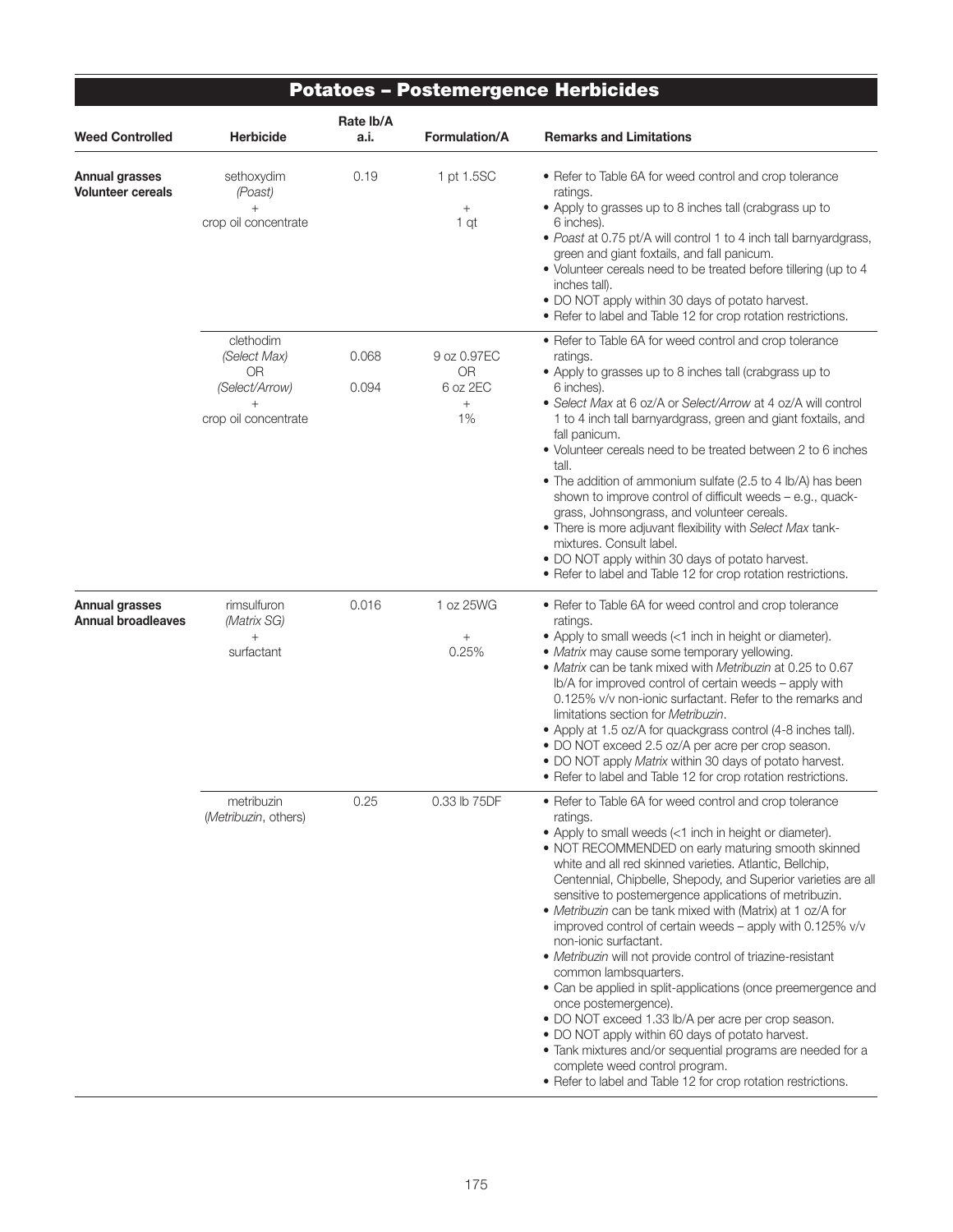# Potatoes – Postemergence Herbicides

| Weed Controlled | Herbicide | Rate lb/A a.i. | Formulation/A | Remarks and Limitations |
|---|---|---|---|---|
| **Annual grasses Volunteer cereals** | sethoxydim *(Poast)* + crop oil concentrate | 0.19 | 1 pt 1.5SC + 1 qt | • Refer to Table 6A for weed control and crop tolerance ratings.<br>• Apply to grasses up to 8 inches tall (crabgrass up to 6 inches).<br>• *Poast* at 0.75 pt/A will control 1 to 4 inch tall barnyardgrass, green and giant foxtails, and fall panicum.<br>• Volunteer cereals need to be treated before tillering (up to 4 inches tall).<br>• DO NOT apply within 30 days of potato harvest.<br>• Refer to label and Table 12 for crop rotation restrictions. |
| | clethodim *(Select Max)* OR *(Select/Arrow)* + crop oil concentrate | 0.068<br>0.094 | 9 oz 0.97EC OR 6 oz 2EC + 1% | • Refer to Table 6A for weed control and crop tolerance ratings.<br>• Apply to grasses up to 8 inches tall (crabgrass up to 6 inches).<br>• *Select Max* at 6 oz/A or *Select/Arrow* at 4 oz/A will control 1 to 4 inch tall barnyardgrass, green and giant foxtails, and fall panicum.<br>• Volunteer cereals need to be treated between 2 to 6 inches tall.<br>• The addition of ammonium sulfate (2.5 to 4 lb/A) has been shown to improve control of difficult weeds – e.g., quackgrass, Johnsongrass, and volunteer cereals.<br>• There is more adjuvant flexibility with *Select Max* tank-mixtures. Consult label.<br>• DO NOT apply within 30 days of potato harvest.<br>• Refer to label and Table 12 for crop rotation restrictions. |
| **Annual grasses Annual broadleaves** | rimsulfuron *(Matrix SG)* + surfactant | 0.016 | 1 oz 25WG + 0.25% | • Refer to Table 6A for weed control and crop tolerance ratings.<br>• Apply to small weeds (<1 inch in height or diameter).<br>• *Matrix* may cause some temporary yellowing.<br>• *Matrix* can be tank mixed with *Metribuzin* at 0.25 to 0.67 lb/A for improved control of certain weeds – apply with 0.125% v/v non-ionic surfactant. Refer to the remarks and limitations section for *Metribuzin*.<br>• Apply at 1.5 oz/A for quackgrass control (4-8 inches tall).<br>• DO NOT exceed 2.5 oz/A per acre per crop season.<br>• DO NOT apply *Matrix* within 30 days of potato harvest.<br>• Refer to label and Table 12 for crop rotation restrictions. |
| | metribuzin (*Metribuzin*, others) | 0.25 | 0.33 lb 75DF | • Refer to Table 6A for weed control and crop tolerance ratings.<br>• Apply to small weeds (<1 inch in height or diameter).<br>• NOT RECOMMENDED on early maturing smooth skinned white and all red skinned varieties. Atlantic, Bellchip, Centennial, Chipbelle, Shepody, and Superior varieties are all sensitive to postemergence applications of metribuzin.<br>• *Metribuzin* can be tank mixed with (Matrix) at 1 oz/A for improved control of certain weeds – apply with 0.125% v/v non-ionic surfactant.<br>• *Metribuzin* will not provide control of triazine-resistant common lambsquarters.<br>• Can be applied in split-applications (once preemergence and once postemergence).<br>• DO NOT exceed 1.33 lb/A per acre per crop season.<br>• DO NOT apply within 60 days of potato harvest.<br>• Tank mixtures and/or sequential programs are needed for a complete weed control program.<br>• Refer to label and Table 12 for crop rotation restrictions. |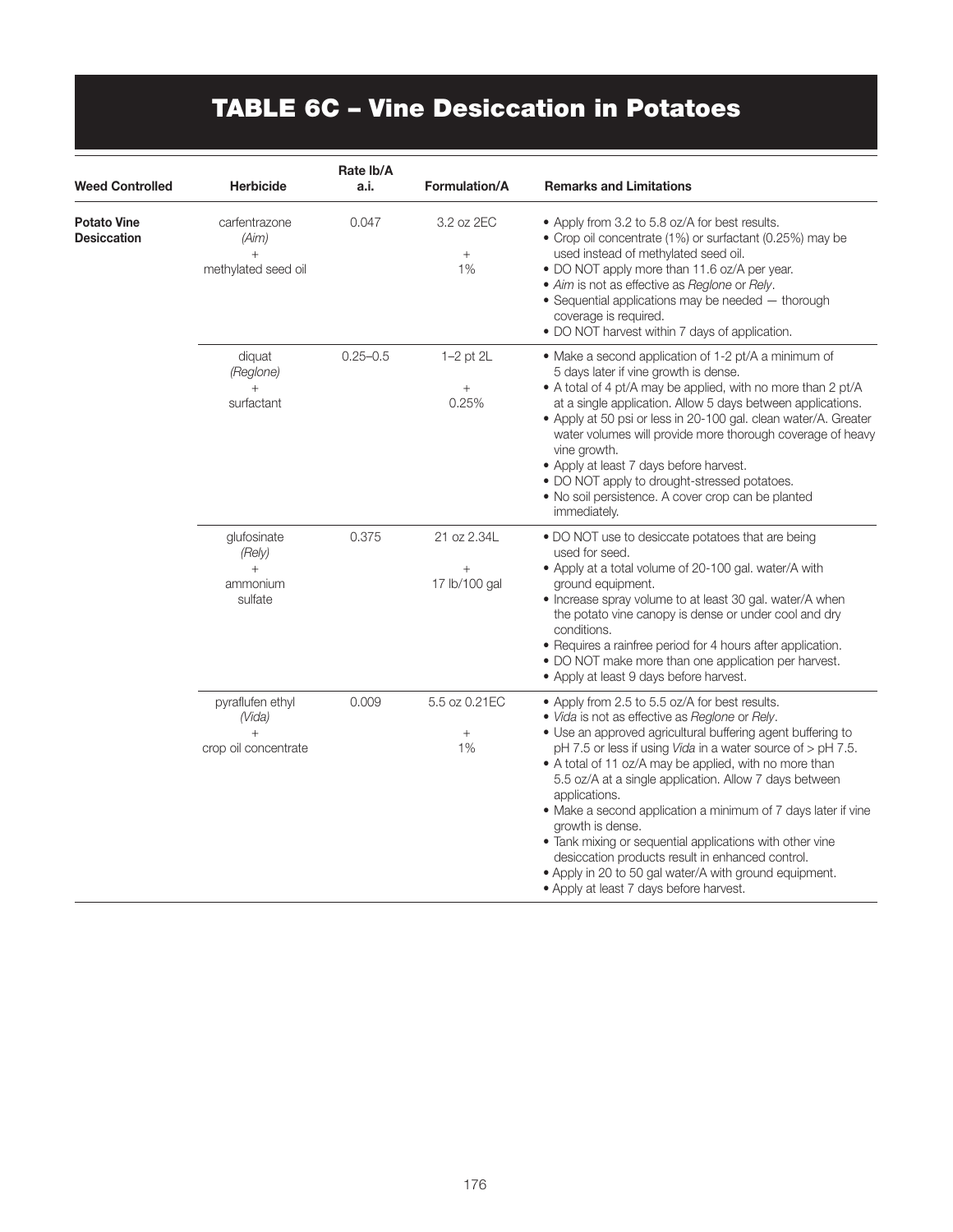# TABLE 6C – Vine Desiccation in Potatoes

| Weed Controlled | Herbicide | Rate lb/A a.i. | Formulation/A | Remarks and Limitations |
|---|---|---|---|---|
| **Potato Vine Desiccation** | carfentrazone *(Aim)* + methylated seed oil | 0.047 | 3.2 oz 2EC + 1% | • Apply from 3.2 to 5.8 oz/A for best results.<br>• Crop oil concentrate (1%) or surfactant (0.25%) may be used instead of methylated seed oil.<br>• DO NOT apply more than 11.6 oz/A per year.<br>• *Aim* is not as effective as *Reglone* or *Rely*.<br>• Sequential applications may be needed — thorough coverage is required.<br>• DO NOT harvest within 7 days of application. |
| | diquat *(Reglone)* + surfactant | 0.25–0.5 | 1–2 pt 2L + 0.25% | • Make a second application of 1-2 pt/A a minimum of 5 days later if vine growth is dense.<br>• A total of 4 pt/A may be applied, with no more than 2 pt/A at a single application. Allow 5 days between applications.<br>• Apply at 50 psi or less in 20-100 gal. clean water/A. Greater water volumes will provide more thorough coverage of heavy vine growth.<br>• Apply at least 7 days before harvest.<br>• DO NOT apply to drought-stressed potatoes.<br>• No soil persistence. A cover crop can be planted immediately. |
| | glufosinate *(Rely)* + ammonium sulfate | 0.375 | 21 oz 2.34L + 17 lb/100 gal | • DO NOT use to desiccate potatoes that are being used for seed.<br>• Apply at a total volume of 20-100 gal. water/A with ground equipment.<br>• Increase spray volume to at least 30 gal. water/A when the potato vine canopy is dense or under cool and dry conditions.<br>• Requires a rainfree period for 4 hours after application.<br>• DO NOT make more than one application per harvest.<br>• Apply at least 9 days before harvest. |
| | pyraflufen ethyl *(Vida)* + crop oil concentrate | 0.009 | 5.5 oz 0.21EC + 1% | • Apply from 2.5 to 5.5 oz/A for best results.<br>• *Vida* is not as effective as *Reglone* or *Rely*.<br>• Use an approved agricultural buffering agent buffering to pH 7.5 or less if using *Vida* in a water source of > pH 7.5.<br>• A total of 11 oz/A may be applied, with no more than 5.5 oz/A at a single application. Allow 7 days between applications.<br>• Make a second application a minimum of 7 days later if vine growth is dense.<br>• Tank mixing or sequential applications with other vine desiccation products result in enhanced control.<br>• Apply in 20 to 50 gal water/A with ground equipment.<br>• Apply at least 7 days before harvest. |